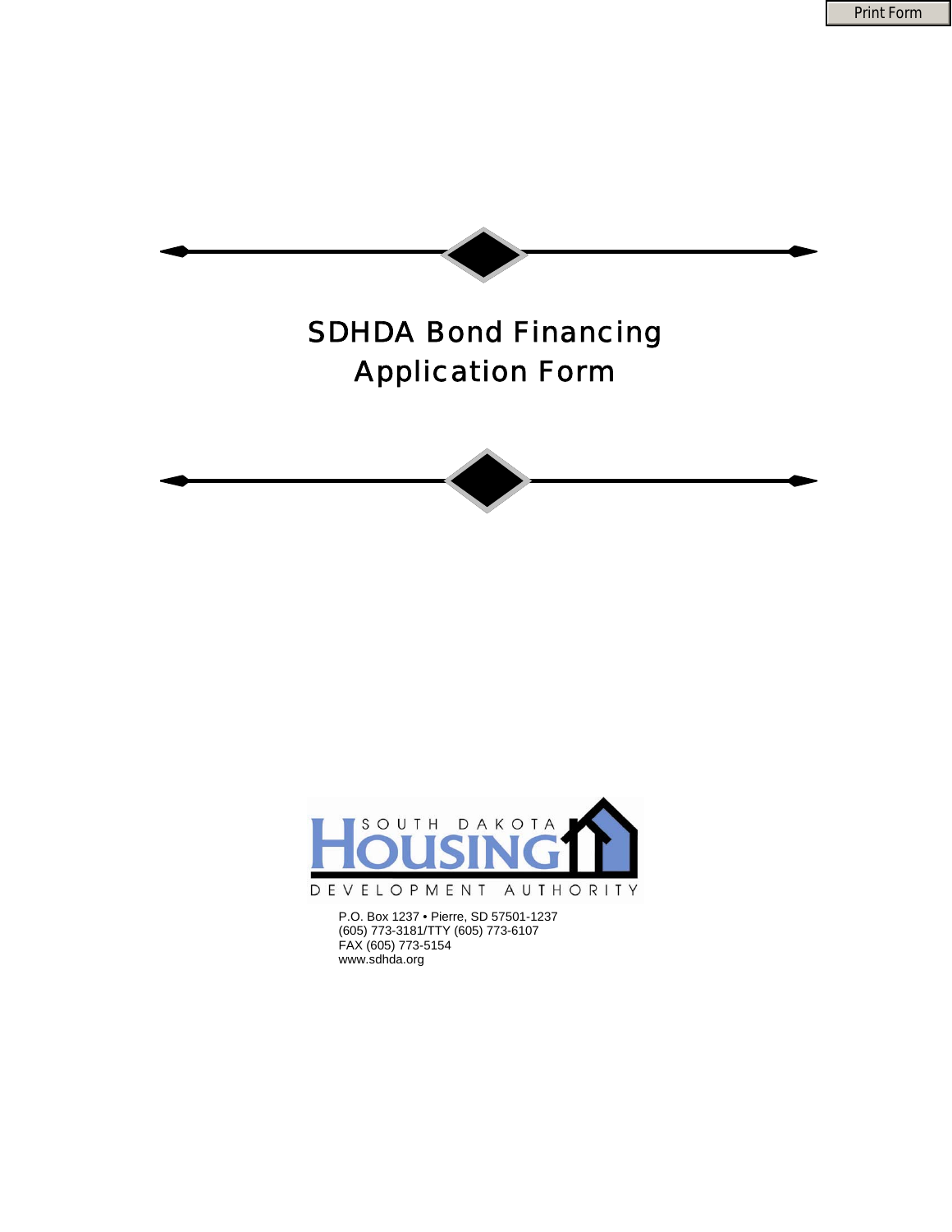Print Form

# SDHDA Bond Financing Application Form

SOUTH DAKOTA HOUSING DEVELOPMENT AUTHORITY

P.O. Box 1237 • Pierre, SD 57501-1237
(605) 773-3181/TTY (605) 773-6107
FAX (605) 773-5154
www.sdhda.org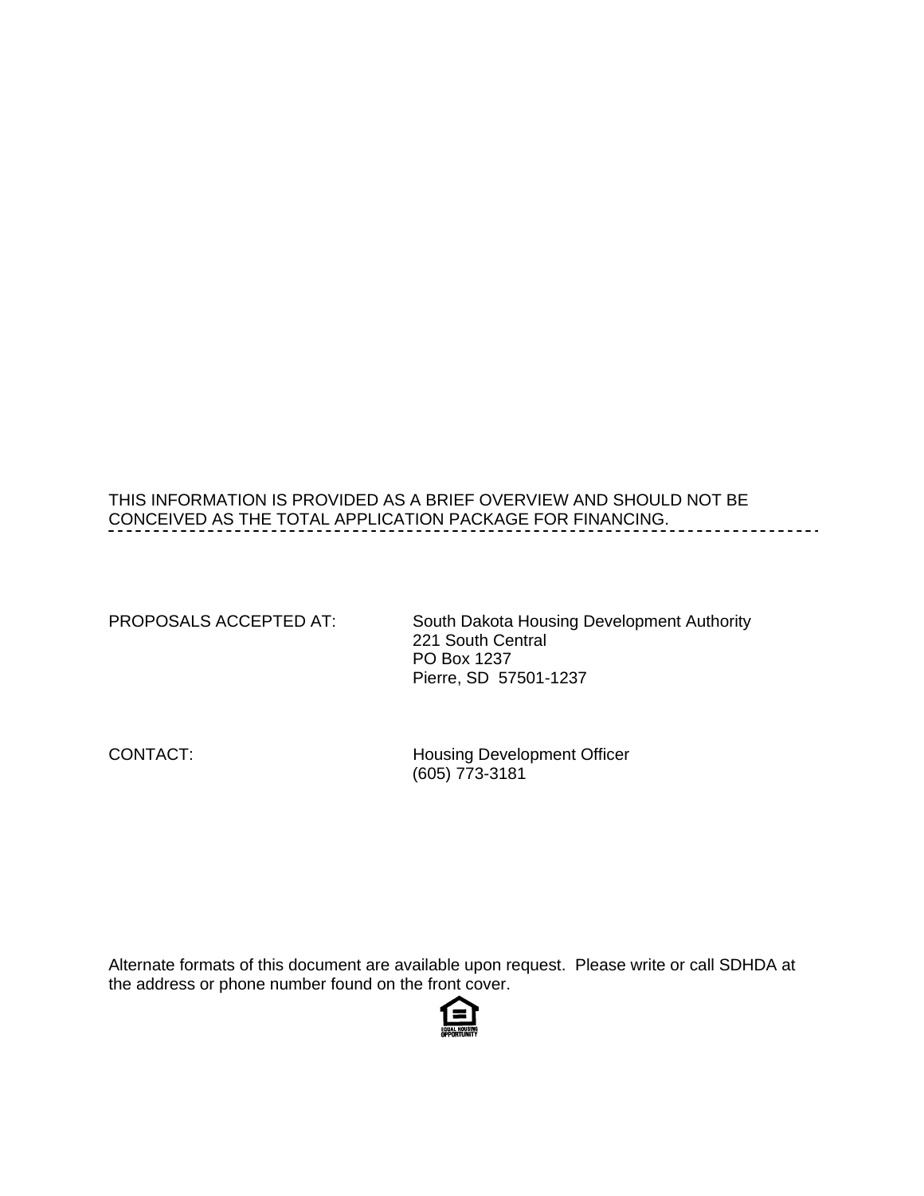THIS INFORMATION IS PROVIDED AS A BRIEF OVERVIEW AND SHOULD NOT BE CONCEIVED AS THE TOTAL APPLICATION PACKAGE FOR FINANCING.

---

| | |
|---|---|
| PROPOSALS ACCEPTED AT: | South Dakota Housing Development Authority<br>221 South Central<br>PO Box 1237<br>Pierre, SD 57501-1237 |
| CONTACT: | Housing Development Officer<br>(605) 773-3181 |

Alternate formats of this document are available upon request. Please write or call SDHDA at the address or phone number found on the front cover.

EQUAL HOUSING OPPORTUNITY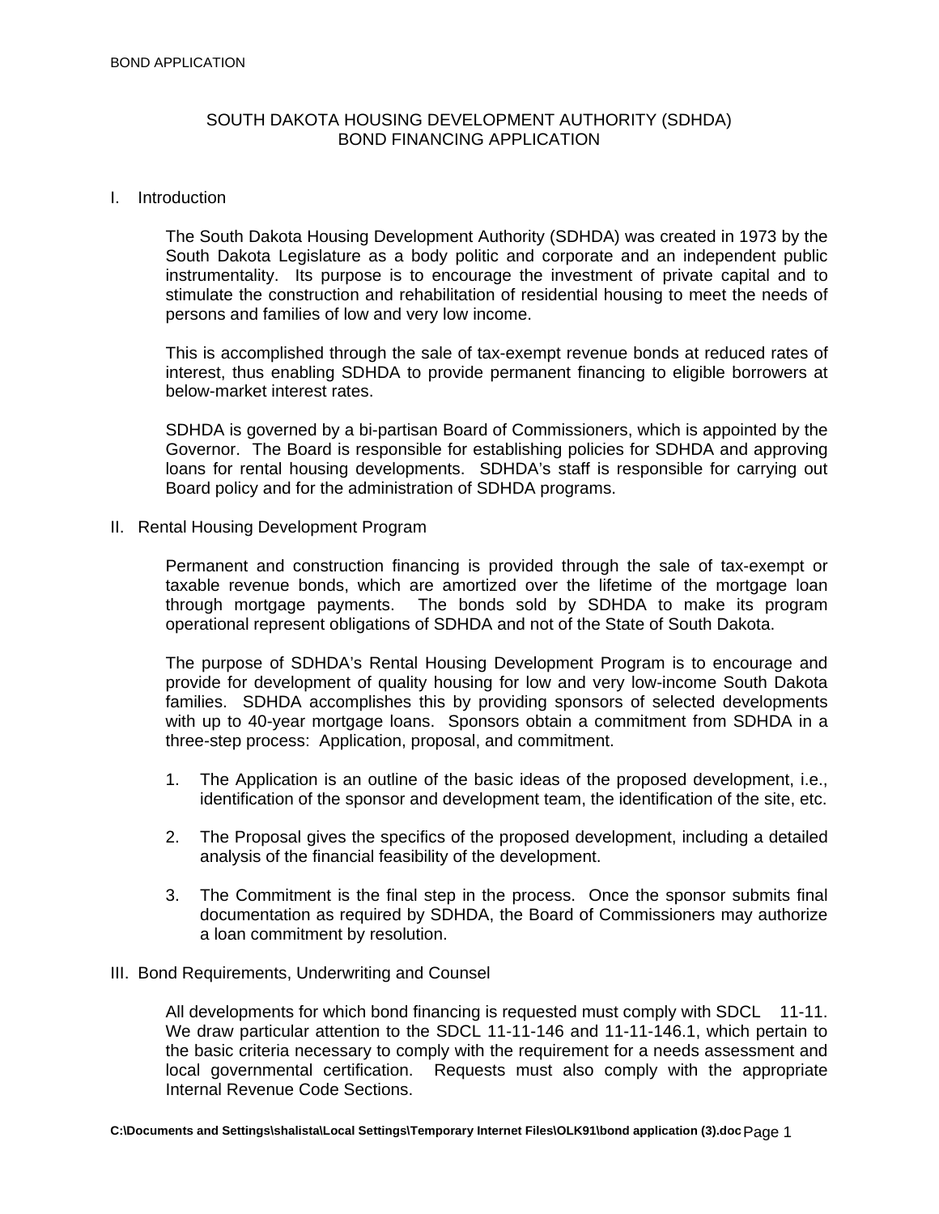SOUTH DAKOTA HOUSING DEVELOPMENT AUTHORITY (SDHDA)
BOND FINANCING APPLICATION

## I. Introduction

The South Dakota Housing Development Authority (SDHDA) was created in 1973 by the South Dakota Legislature as a body politic and corporate and an independent public instrumentality. Its purpose is to encourage the investment of private capital and to stimulate the construction and rehabilitation of residential housing to meet the needs of persons and families of low and very low income.

This is accomplished through the sale of tax-exempt revenue bonds at reduced rates of interest, thus enabling SDHDA to provide permanent financing to eligible borrowers at below-market interest rates.

SDHDA is governed by a bi-partisan Board of Commissioners, which is appointed by the Governor. The Board is responsible for establishing policies for SDHDA and approving loans for rental housing developments. SDHDA's staff is responsible for carrying out Board policy and for the administration of SDHDA programs.

## II. Rental Housing Development Program

Permanent and construction financing is provided through the sale of tax-exempt or taxable revenue bonds, which are amortized over the lifetime of the mortgage loan through mortgage payments. The bonds sold by SDHDA to make its program operational represent obligations of SDHDA and not of the State of South Dakota.

The purpose of SDHDA's Rental Housing Development Program is to encourage and provide for development of quality housing for low and very low-income South Dakota families. SDHDA accomplishes this by providing sponsors of selected developments with up to 40-year mortgage loans. Sponsors obtain a commitment from SDHDA in a three-step process: Application, proposal, and commitment.

1. The Application is an outline of the basic ideas of the proposed development, i.e., identification of the sponsor and development team, the identification of the site, etc.

2. The Proposal gives the specifics of the proposed development, including a detailed analysis of the financial feasibility of the development.

3. The Commitment is the final step in the process. Once the sponsor submits final documentation as required by SDHDA, the Board of Commissioners may authorize a loan commitment by resolution.

## III. Bond Requirements, Underwriting and Counsel

All developments for which bond financing is requested must comply with SDCL 11-11. We draw particular attention to the SDCL 11-11-146 and 11-11-146.1, which pertain to the basic criteria necessary to comply with the requirement for a needs assessment and local governmental certification. Requests must also comply with the appropriate Internal Revenue Code Sections.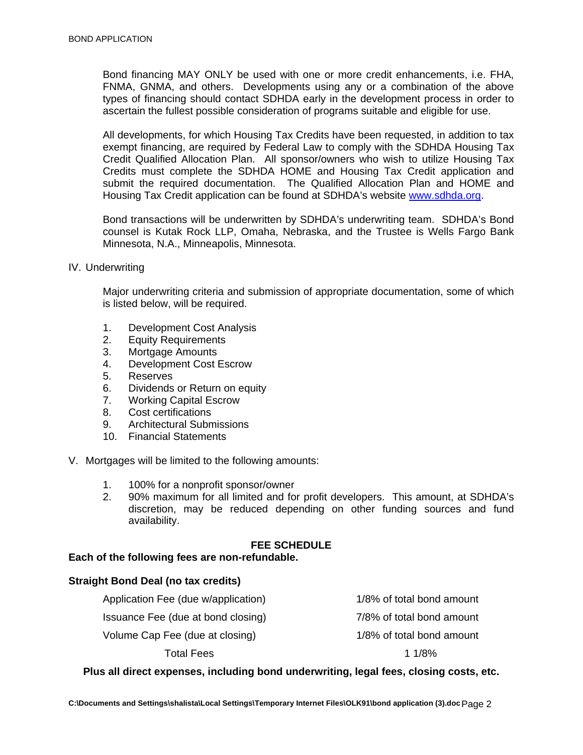Bond financing MAY ONLY be used with one or more credit enhancements, i.e. FHA, FNMA, GNMA, and others. Developments using any or a combination of the above types of financing should contact SDHDA early in the development process in order to ascertain the fullest possible consideration of programs suitable and eligible for use.

All developments, for which Housing Tax Credits have been requested, in addition to tax exempt financing, are required by Federal Law to comply with the SDHDA Housing Tax Credit Qualified Allocation Plan. All sponsor/owners who wish to utilize Housing Tax Credits must complete the SDHDA HOME and Housing Tax Credit application and submit the required documentation. The Qualified Allocation Plan and HOME and Housing Tax Credit application can be found at SDHDA's website [www.sdhda.org](http://www.sdhda.org).

Bond transactions will be underwritten by SDHDA's underwriting team. SDHDA's Bond counsel is Kutak Rock LLP, Omaha, Nebraska, and the Trustee is Wells Fargo Bank Minnesota, N.A., Minneapolis, Minnesota.

IV. Underwriting

Major underwriting criteria and submission of appropriate documentation, some of which is listed below, will be required.

1. Development Cost Analysis
2. Equity Requirements
3. Mortgage Amounts
4. Development Cost Escrow
5. Reserves
6. Dividends or Return on equity
7. Working Capital Escrow
8. Cost certifications
9. Architectural Submissions
10. Financial Statements

V. Mortgages will be limited to the following amounts:

1. 100% for a nonprofit sponsor/owner
2. 90% maximum for all limited and for profit developers. This amount, at SDHDA's discretion, may be reduced depending on other funding sources and fund availability.

## FEE SCHEDULE

**Each of the following fees are non-refundable.**

**Straight Bond Deal (no tax credits)**

| | |
|---|---|
| Application Fee (due w/application) | 1/8% of total bond amount |
| Issuance Fee (due at bond closing) | 7/8% of total bond amount |
| Volume Cap Fee (due at closing) | 1/8% of total bond amount |
| Total Fees | 1 1/8% |

**Plus all direct expenses, including bond underwriting, legal fees, closing costs, etc.**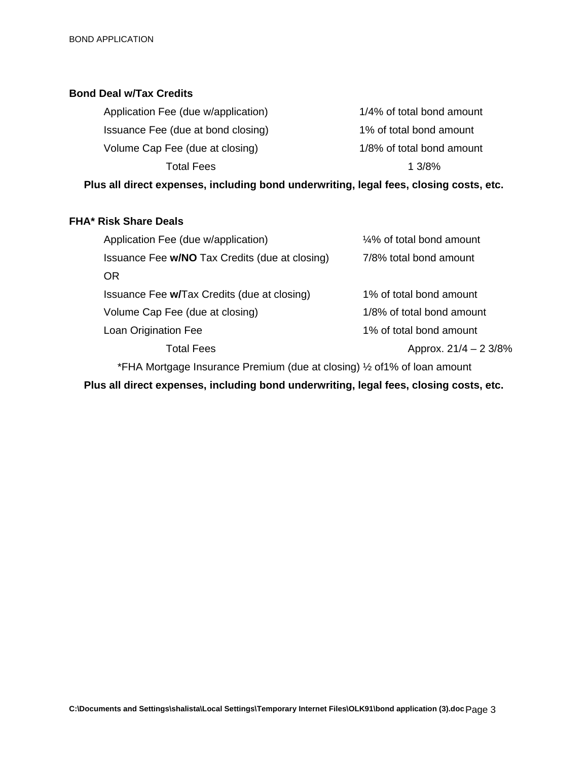**Bond Deal w/Tax Credits**

| | |
|---|---|
| Application Fee (due w/application) | 1/4% of total bond amount |
| Issuance Fee (due at bond closing) | 1% of total bond amount |
| Volume Cap Fee (due at closing) | 1/8% of total bond amount |
| Total Fees | 1 3/8% |

**Plus all direct expenses, including bond underwriting, legal fees, closing costs, etc.**

**FHA* Risk Share Deals**

| | |
|---|---|
| Application Fee (due w/application) | ¼% of total bond amount |
| Issuance Fee **w/NO** Tax Credits (due at closing) | 7/8% total bond amount |
| OR | |
| Issuance Fee **w/**Tax Credits (due at closing) | 1% of total bond amount |
| Volume Cap Fee (due at closing) | 1/8% of total bond amount |
| Loan Origination Fee | 1% of total bond amount |
| Total Fees | Approx. 21/4 – 2 3/8% |

*FHA Mortgage Insurance Premium (due at closing) ½ of1% of loan amount

**Plus all direct expenses, including bond underwriting, legal fees, closing costs, etc.**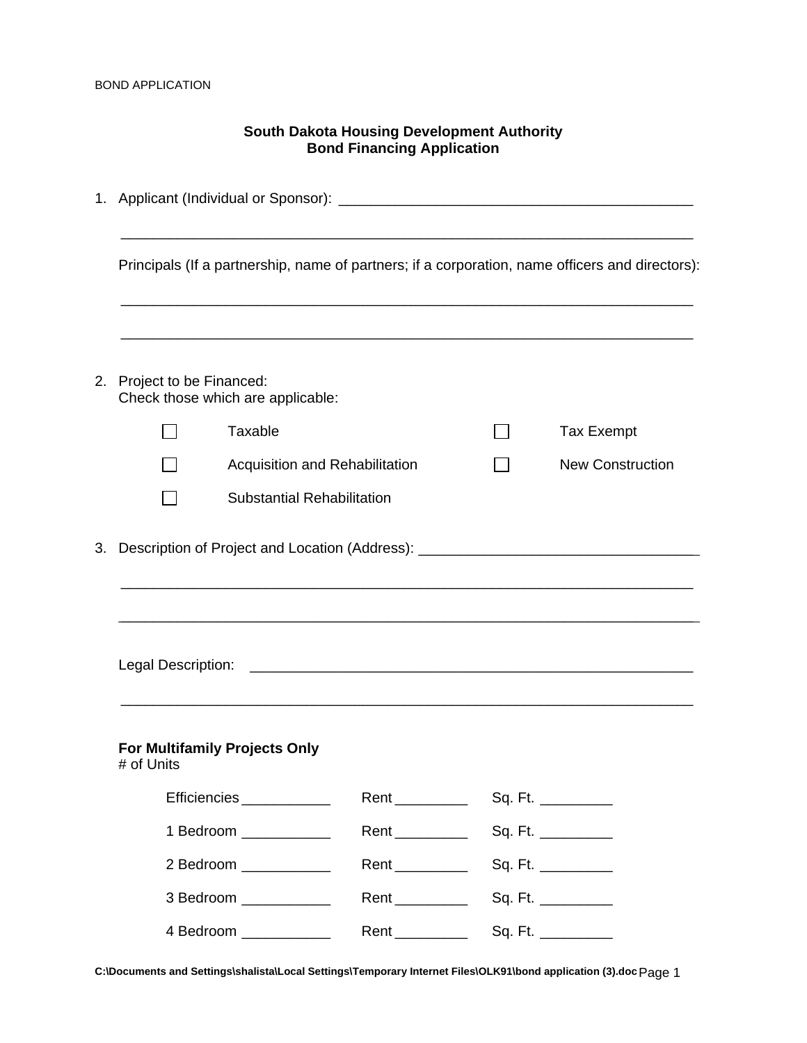BOND APPLICATION

## South Dakota Housing Development Authority
## Bond Financing Application

1. Applicant (Individual or Sponsor): ____________________________________________

   ______________________________________________________________________

   Principals (If a partnership, name of partners; if a corporation, name officers and directors):

   ______________________________________________________________________

   ______________________________________________________________________

2. Project to be Financed:
   Check those which are applicable:

   ☐ Taxable ☐ Tax Exempt

   ☐ Acquisition and Rehabilitation ☐ New Construction

   ☐ Substantial Rehabilitation

3. Description of Project and Location (Address): ___________________________________

   ______________________________________________________________________

   ______________________________________________________________________

   Legal Description: _______________________________________________________

   ______________________________________________________________________

   **For Multifamily Projects Only**
   # of Units

   Efficiencies ___________ Rent _________ Sq. Ft. _________

   1 Bedroom ___________ Rent _________ Sq. Ft. _________

   2 Bedroom ___________ Rent _________ Sq. Ft. _________

   3 Bedroom ___________ Rent _________ Sq. Ft. _________

   4 Bedroom ___________ Rent _________ Sq. Ft. _________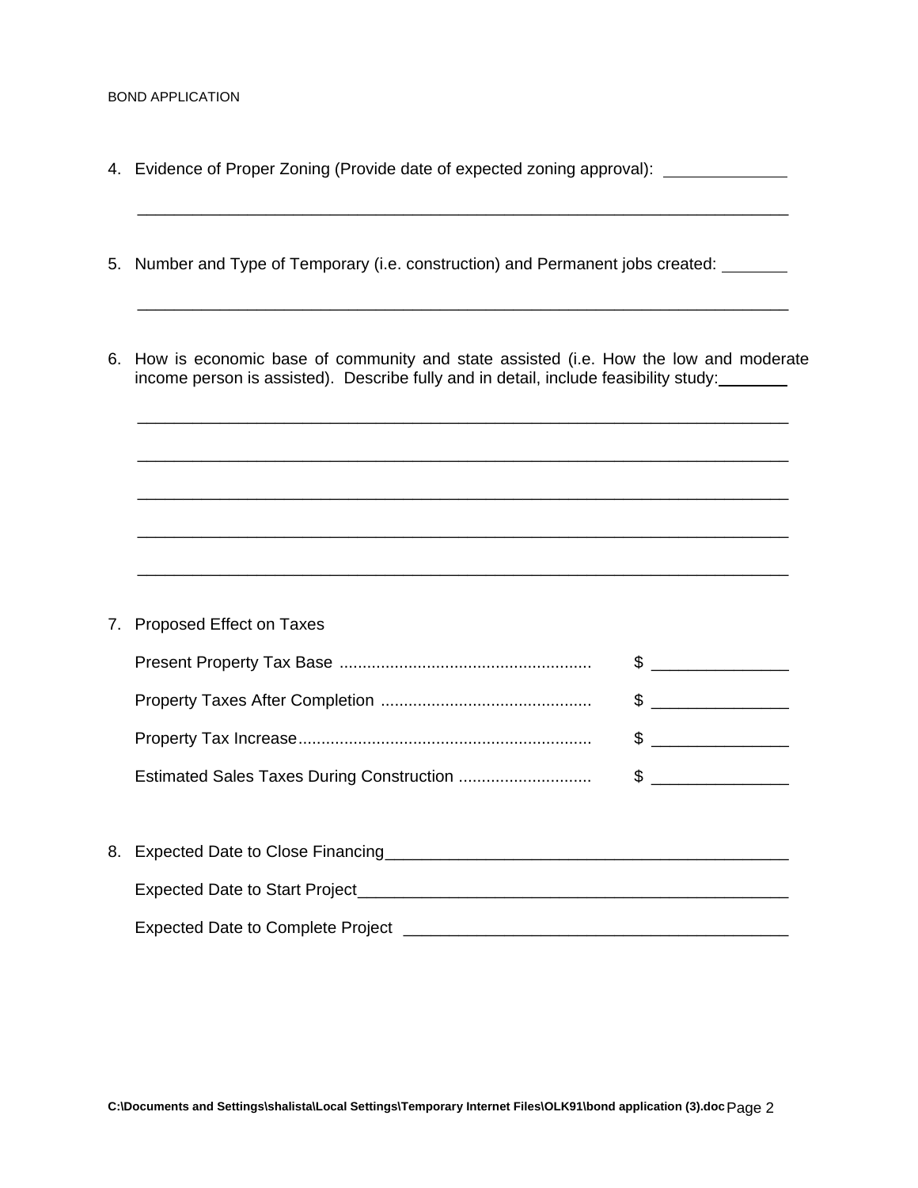4. Evidence of Proper Zoning (Provide date of expected zoning approval): ______________

   ______________________________________________________________________

5. Number and Type of Temporary (i.e. construction) and Permanent jobs created: ________

   ______________________________________________________________________

6. How is economic base of community and state assisted (i.e. How the low and moderate income person is assisted). Describe fully and in detail, include feasibility study: ________

   ______________________________________________________________________

   ______________________________________________________________________

   ______________________________________________________________________

   ______________________________________________________________________

   ______________________________________________________________________

7. Proposed Effect on Taxes

   Present Property Tax Base ...................................................... $ _______________

   Property Taxes After Completion ............................................. $ _______________

   Property Tax Increase............................................................... $ _______________

   Estimated Sales Taxes During Construction ............................ $ _______________

8. Expected Date to Close Financing_____________________________________________

   Expected Date to Start Project________________________________________________

   Expected Date to Complete Project ___________________________________________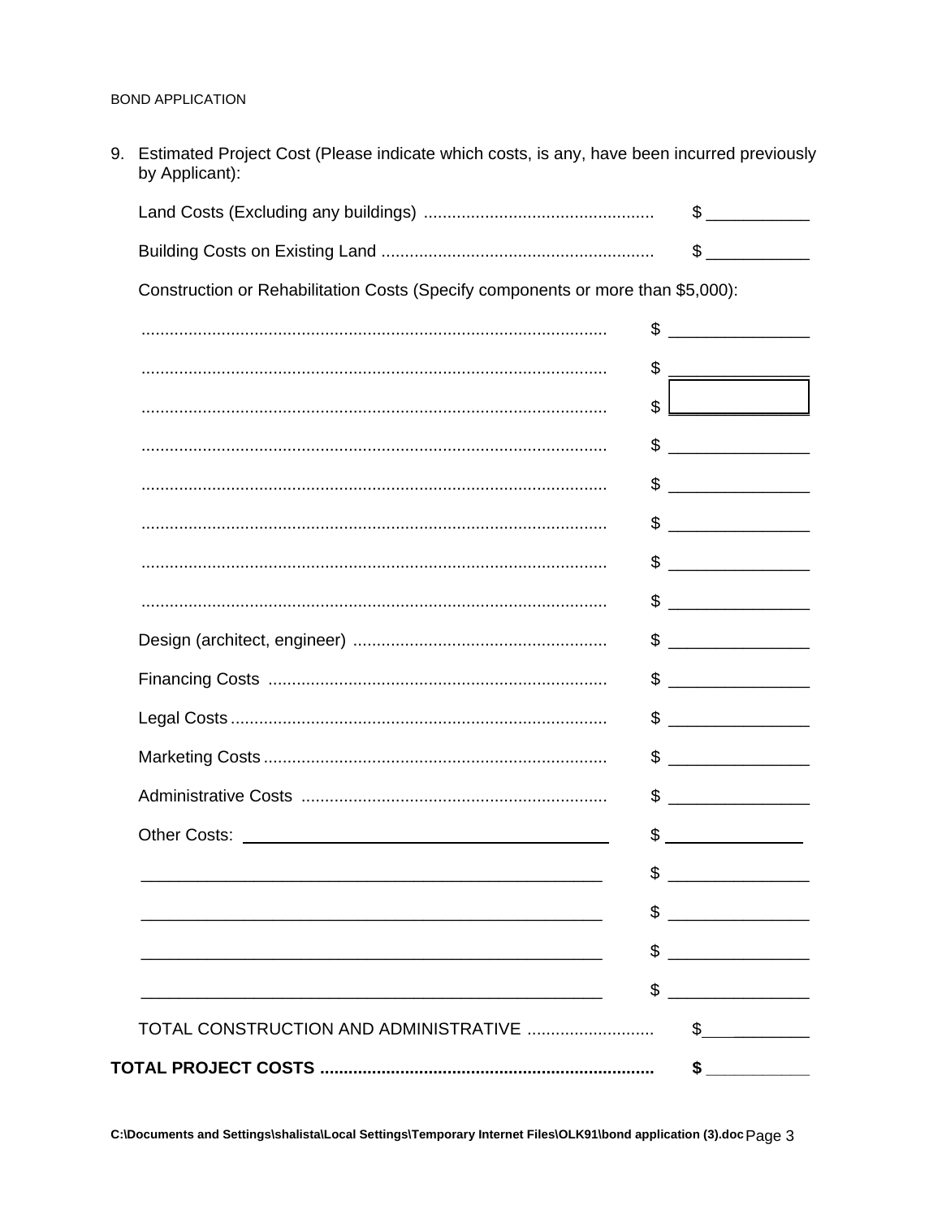9. Estimated Project Cost (Please indicate which costs, is any, have been incurred previously by Applicant):

| | |
|---|---|
| Land Costs (Excluding any buildings) | $ ___________ |
| Building Costs on Existing Land | $ ___________ |

Construction or Rehabilitation Costs (Specify components or more than $5,000):

| | |
|---|---|
| .................................................................................................. | $ _______________ |
| .................................................................................................. | $ _______________ |
| .................................................................................................. | $ _______________ |
| .................................................................................................. | $ _______________ |
| .................................................................................................. | $ _______________ |
| .................................................................................................. | $ _______________ |
| .................................................................................................. | $ _______________ |
| .................................................................................................. | $ _______________ |
| Design (architect, engineer) | $ _______________ |
| Financing Costs | $ _______________ |
| Legal Costs | $ _______________ |
| Marketing Costs | $ _______________ |
| Administrative Costs | $ _______________ |
| Other Costs: ________________________________________ | $ _______________ |
| ____________________________________________________ | $ _______________ |
| ____________________________________________________ | $ _______________ |
| ____________________________________________________ | $ _______________ |
| ____________________________________________________ | $ _______________ |
| TOTAL CONSTRUCTION AND ADMINISTRATIVE | $ ___________ |
| **TOTAL PROJECT COSTS** | **$ ___________** |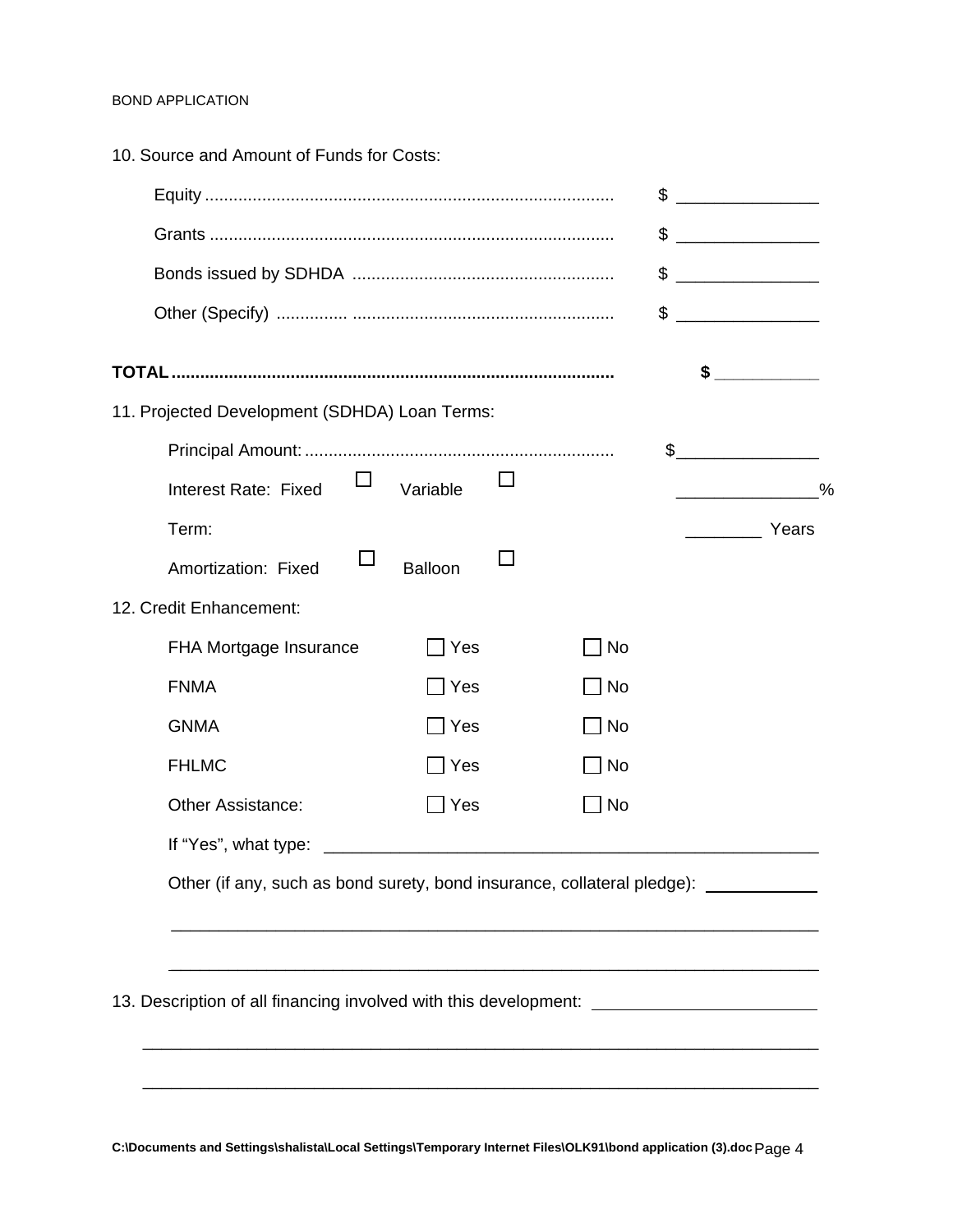10. Source and Amount of Funds for Costs:

| | |
|---|---|
| Equity | $ _______________ |
| Grants | $ _______________ |
| Bonds issued by SDHDA | $ _______________ |
| Other (Specify) | $ _______________ |
| **TOTAL** | **$ ___________** |

11. Projected Development (SDHDA) Loan Terms:

Principal Amount: $_______________

Interest Rate: Fixed ☐ Variable ☐ _______________%

Term: ________ Years

Amortization: Fixed ☐ Balloon ☐

12. Credit Enhancement:

| | | |
|---|---|---|
| FHA Mortgage Insurance | ☐ Yes | ☐ No |
| FNMA | ☐ Yes | ☐ No |
| GNMA | ☐ Yes | ☐ No |
| FHLMC | ☐ Yes | ☐ No |
| Other Assistance: | ☐ Yes | ☐ No |

If "Yes", what type: _______________________________________________________

Other (if any, such as bond surety, bond insurance, collateral pledge): ____________

_______________________________________________________________________

_______________________________________________________________________

13. Description of all financing involved with this development: ________________________

_______________________________________________________________________

_______________________________________________________________________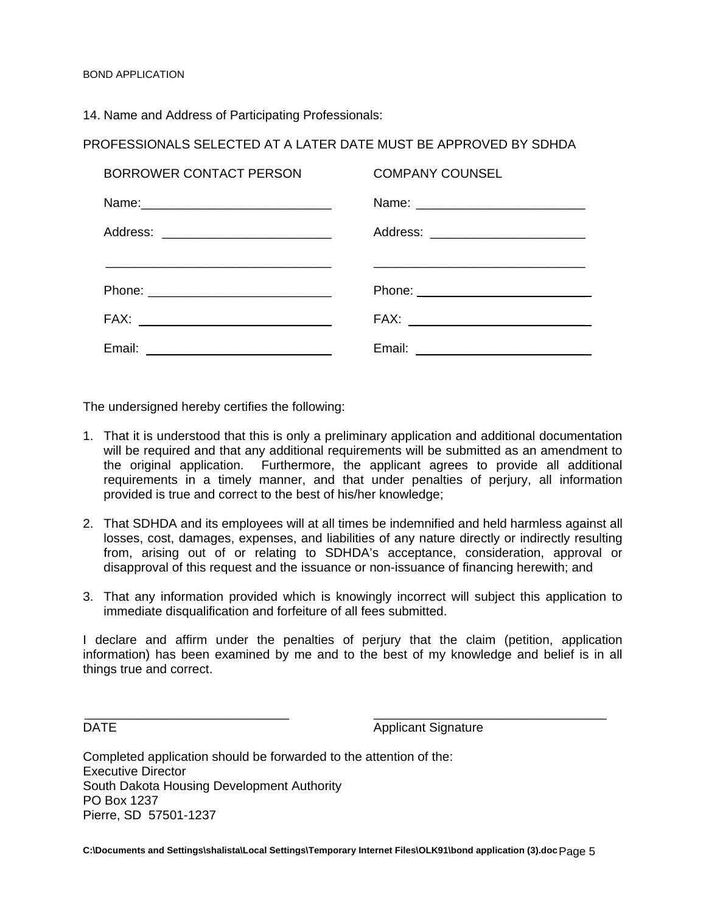14. Name and Address of Participating Professionals:

PROFESSIONALS SELECTED AT A LATER DATE MUST BE APPROVED BY SDHDA

| BORROWER CONTACT PERSON | COMPANY COUNSEL |
|---|---|
| Name:___________________________ | Name: ________________________ |
| Address: ________________________ | Address: ______________________ |
| _______________________________ | ______________________________ |
| Phone: __________________________ | Phone: __________________________ |
| FAX: ____________________________ | FAX: ____________________________ |
| Email: ___________________________ | Email: __________________________ |

The undersigned hereby certifies the following:

1. That it is understood that this is only a preliminary application and additional documentation will be required and that any additional requirements will be submitted as an amendment to the original application. Furthermore, the applicant agrees to provide all additional requirements in a timely manner, and that under penalties of perjury, all information provided is true and correct to the best of his/her knowledge;

2. That SDHDA and its employees will at all times be indemnified and held harmless against all losses, cost, damages, expenses, and liabilities of any nature directly or indirectly resulting from, arising out of or relating to SDHDA's acceptance, consideration, approval or disapproval of this request and the issuance or non-issuance of financing herewith; and

3. That any information provided which is knowingly incorrect will subject this application to immediate disqualification and forfeiture of all fees submitted.

I declare and affirm under the penalties of perjury that the claim (petition, application information) has been examined by me and to the best of my knowledge and belief is in all things true and correct.

_____________________________ _________________________________

DATE Applicant Signature

Completed application should be forwarded to the attention of the:
Executive Director
South Dakota Housing Development Authority
PO Box 1237
Pierre, SD 57501-1237